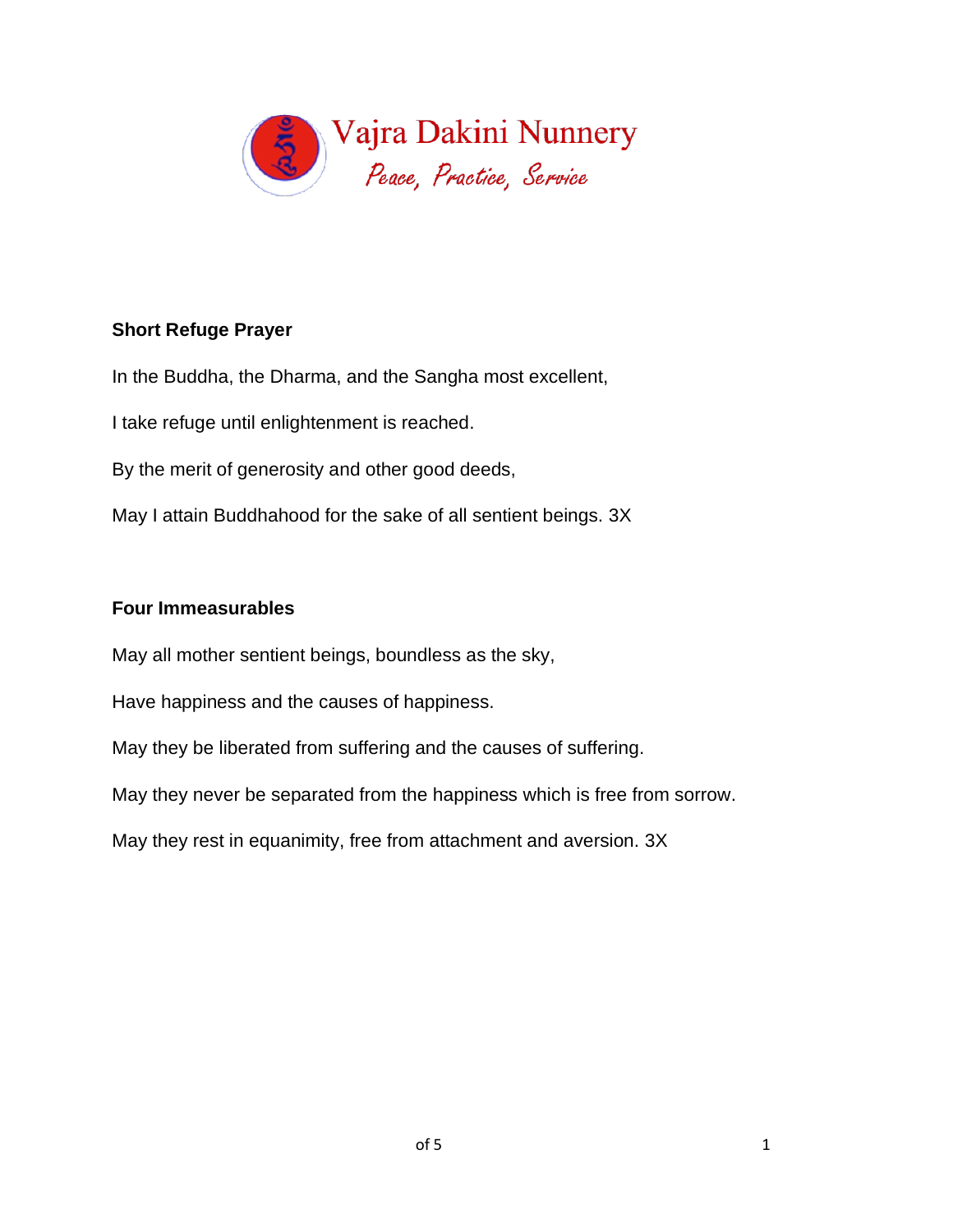Vajra Dakini Nunnery

*Peace, Practice, Service*

**Short Refuge Prayer**

In the Buddha, the Dharma, and the Sangha most excellent,

I take refuge until enlightenment is reached.

By the merit of generosity and other good deeds,

May I attain Buddhahood for the sake of all sentient beings. 3X

**Four Immeasurables**

May all mother sentient beings, boundless as the sky,

Have happiness and the causes of happiness.

May they be liberated from suffering and the causes of suffering.

May they never be separated from the happiness which is free from sorrow.

May they rest in equanimity, free from attachment and aversion. 3X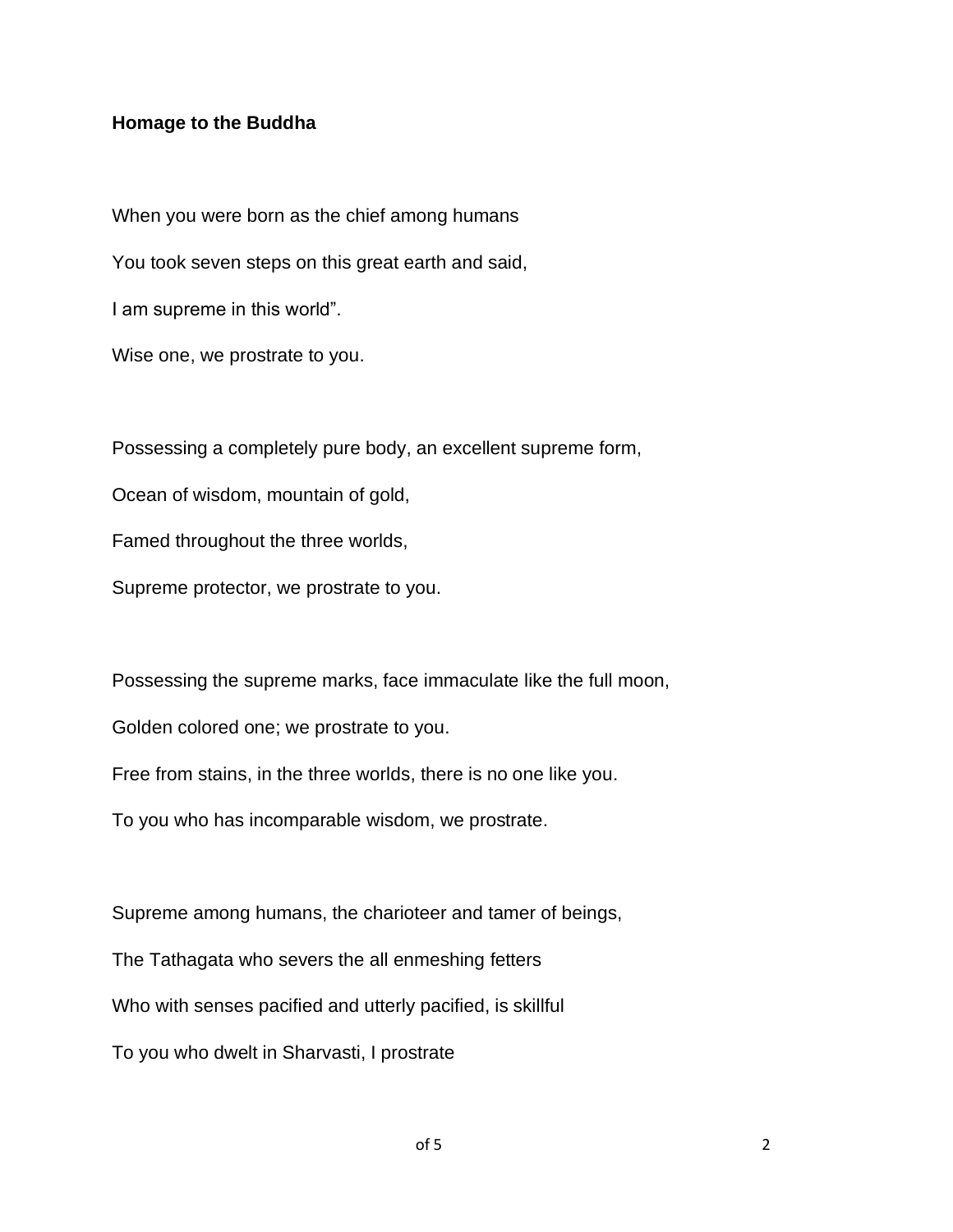**Homage to the Buddha**

When you were born as the chief among humans

You took seven steps on this great earth and said,

I am supreme in this world".

Wise one, we prostrate to you.

Possessing a completely pure body, an excellent supreme form,

Ocean of wisdom, mountain of gold,

Famed throughout the three worlds,

Supreme protector, we prostrate to you.

Possessing the supreme marks, face immaculate like the full moon,

Golden colored one; we prostrate to you.

Free from stains, in the three worlds, there is no one like you.

To you who has incomparable wisdom, we prostrate.

Supreme among humans, the charioteer and tamer of beings,

The Tathagata who severs the all enmeshing fetters

Who with senses pacified and utterly pacified, is skillful

To you who dwelt in Sharvasti, I prostrate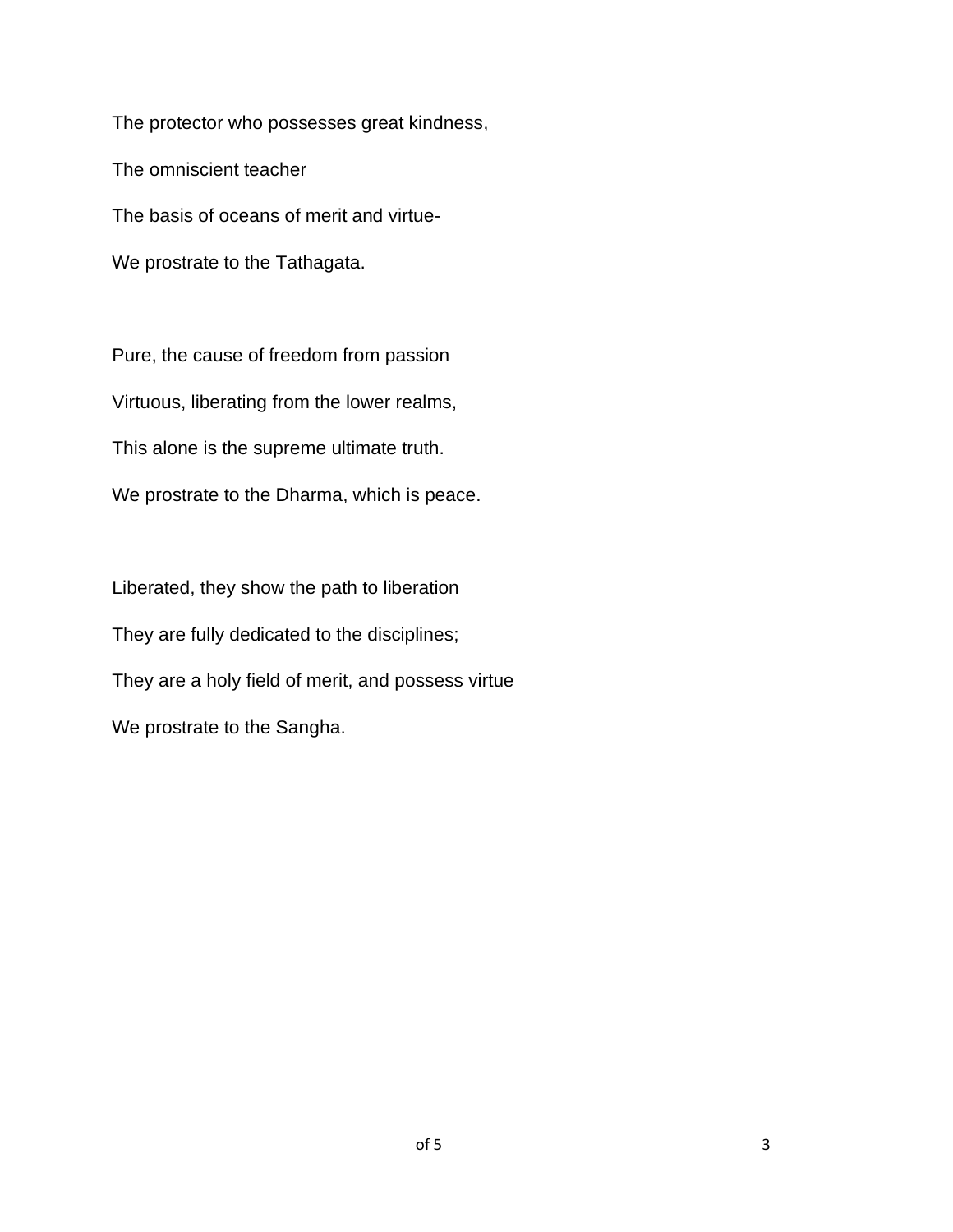The protector who possesses great kindness,

The omniscient teacher

The basis of oceans of merit and virtue-

We prostrate to the Tathagata.

Pure, the cause of freedom from passion

Virtuous, liberating from the lower realms,

This alone is the supreme ultimate truth.

We prostrate to the Dharma, which is peace.

Liberated, they show the path to liberation

They are fully dedicated to the disciplines;

They are a holy field of merit, and possess virtue

We prostrate to the Sangha.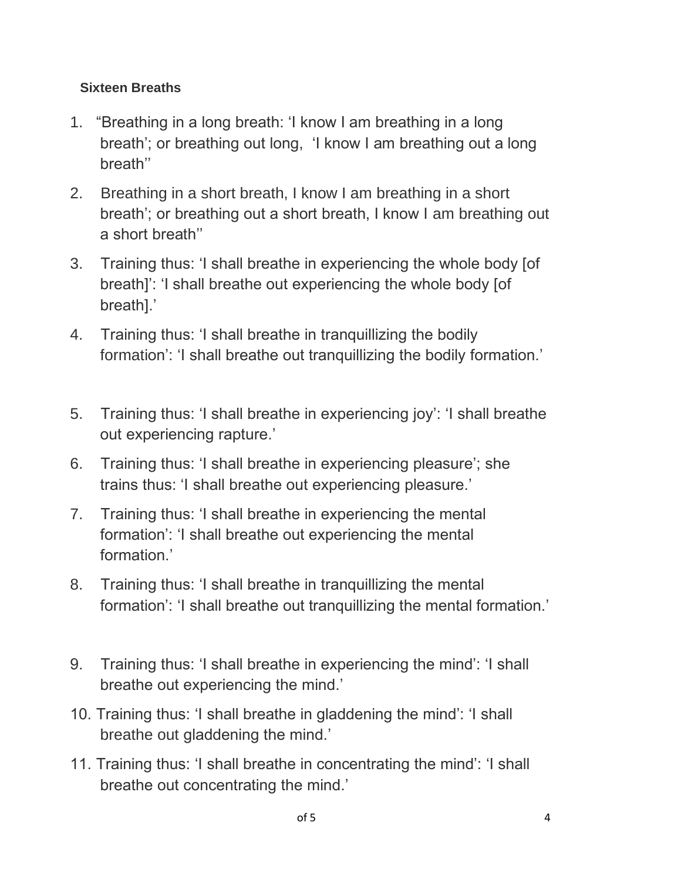**Sixteen Breaths**

1. "Breathing in a long breath: 'I know I am breathing in a long breath'; or breathing out long, 'I know I am breathing out a long breath''
2. Breathing in a short breath, I know I am breathing in a short breath'; or breathing out a short breath, I know I am breathing out a short breath''
3. Training thus: 'I shall breathe in experiencing the whole body [of breath]': 'I shall breathe out experiencing the whole body [of breath].'
4. Training thus: 'I shall breathe in tranquillizing the bodily formation': 'I shall breathe out tranquillizing the bodily formation.'

5. Training thus: 'I shall breathe in experiencing joy': 'I shall breathe out experiencing rapture.'
6. Training thus: 'I shall breathe in experiencing pleasure'; she trains thus: 'I shall breathe out experiencing pleasure.'
7. Training thus: 'I shall breathe in experiencing the mental formation': 'I shall breathe out experiencing the mental formation.'
8. Training thus: 'I shall breathe in tranquillizing the mental formation': 'I shall breathe out tranquillizing the mental formation.'

9. Training thus: 'I shall breathe in experiencing the mind': 'I shall breathe out experiencing the mind.'
10. Training thus: 'I shall breathe in gladdening the mind': 'I shall breathe out gladdening the mind.'
11. Training thus: 'I shall breathe in concentrating the mind': 'I shall breathe out concentrating the mind.'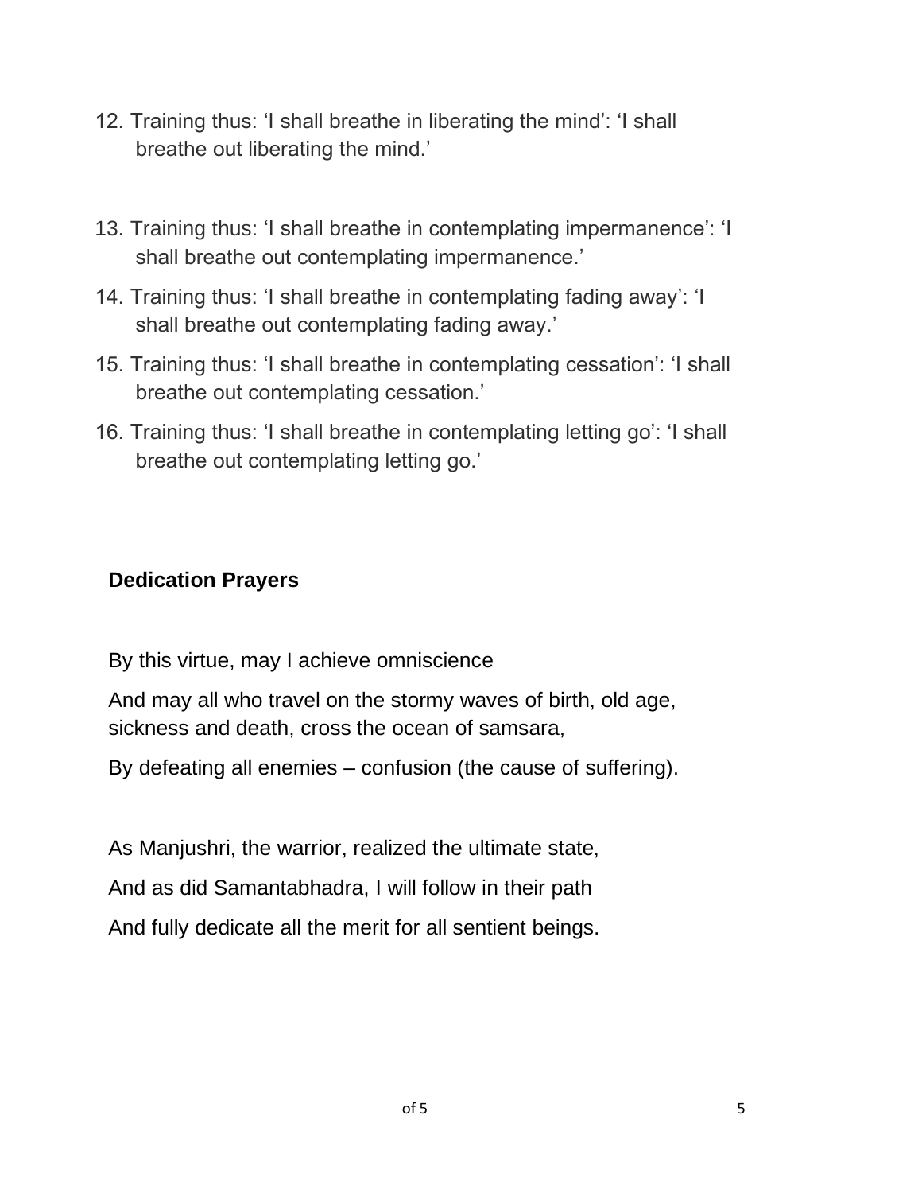12. Training thus: ‘I shall breathe in liberating the mind’: ‘I shall breathe out liberating the mind.’

13. Training thus: ‘I shall breathe in contemplating impermanence’: ‘I shall breathe out contemplating impermanence.’
14. Training thus: ‘I shall breathe in contemplating fading away’: ‘I shall breathe out contemplating fading away.’
15. Training thus: ‘I shall breathe in contemplating cessation’: ‘I shall breathe out contemplating cessation.’
16. Training thus: ‘I shall breathe in contemplating letting go’: ‘I shall breathe out contemplating letting go.’

**Dedication Prayers**

By this virtue, may I achieve omniscience

And may all who travel on the stormy waves of birth, old age, sickness and death, cross the ocean of samsara,

By defeating all enemies – confusion (the cause of suffering).

As Manjushri, the warrior, realized the ultimate state,

And as did Samantabhadra, I will follow in their path

And fully dedicate all the merit for all sentient beings.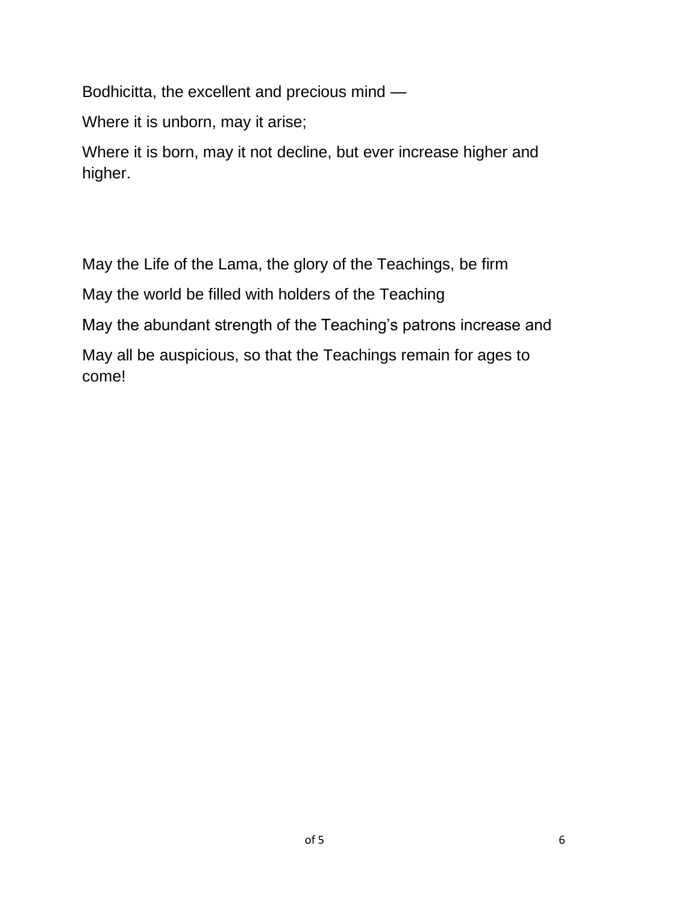Bodhicitta, the excellent and precious mind —

Where it is unborn, may it arise;

Where it is born, may it not decline, but ever increase higher and higher.

May the Life of the Lama, the glory of the Teachings, be firm

May the world be filled with holders of the Teaching

May the abundant strength of the Teaching's patrons increase and

May all be auspicious, so that the Teachings remain for ages to come!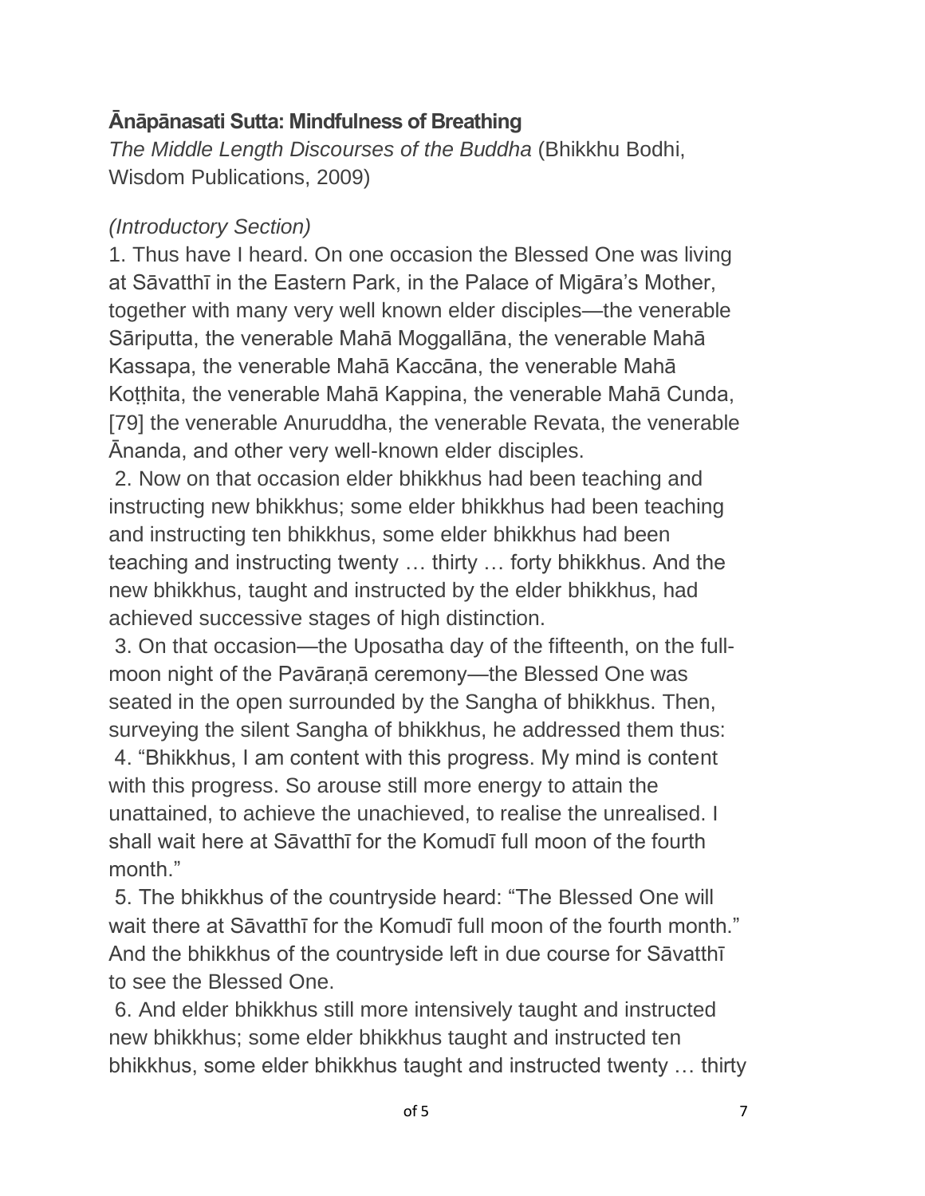**Ānāpānasati Sutta: Mindfulness of Breathing**

*The Middle Length Discourses of the Buddha* (Bhikkhu Bodhi, Wisdom Publications, 2009)

*(Introductory Section)*

1. Thus have I heard. On one occasion the Blessed One was living at Sāvatthī in the Eastern Park, in the Palace of Migāra's Mother, together with many very well known elder disciples—the venerable Sāriputta, the venerable Mahā Moggallāna, the venerable Mahā Kassapa, the venerable Mahā Kaccāna, the venerable Mahā Koṭṭhita, the venerable Mahā Kappina, the venerable Mahā Cunda, [79] the venerable Anuruddha, the venerable Revata, the venerable Ānanda, and other very well-known elder disciples.

2. Now on that occasion elder bhikkhus had been teaching and instructing new bhikkhus; some elder bhikkhus had been teaching and instructing ten bhikkhus, some elder bhikkhus had been teaching and instructing twenty … thirty … forty bhikkhus. And the new bhikkhus, taught and instructed by the elder bhikkhus, had achieved successive stages of high distinction.

3. On that occasion—the Uposatha day of the fifteenth, on the full-moon night of the Pavāraṇā ceremony—the Blessed One was seated in the open surrounded by the Sangha of bhikkhus. Then, surveying the silent Sangha of bhikkhus, he addressed them thus:

4. "Bhikkhus, I am content with this progress. My mind is content with this progress. So arouse still more energy to attain the unattained, to achieve the unachieved, to realise the unrealised. I shall wait here at Sāvatthī for the Komudī full moon of the fourth month."

5. The bhikkhus of the countryside heard: "The Blessed One will wait there at Sāvatthī for the Komudī full moon of the fourth month." And the bhikkhus of the countryside left in due course for Sāvatthī to see the Blessed One.

6. And elder bhikkhus still more intensively taught and instructed new bhikkhus; some elder bhikkhus taught and instructed ten bhikkhus, some elder bhikkhus taught and instructed twenty … thirty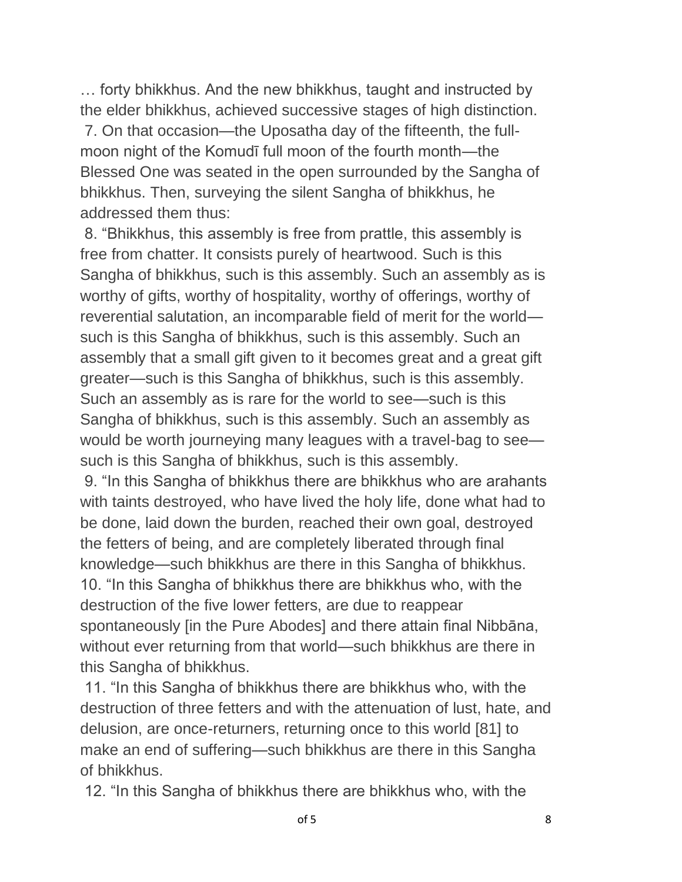… forty bhikkhus. And the new bhikkhus, taught and instructed by the elder bhikkhus, achieved successive stages of high distinction.

7. On that occasion—the Uposatha day of the fifteenth, the full-moon night of the Komudī full moon of the fourth month—the Blessed One was seated in the open surrounded by the Sangha of bhikkhus. Then, surveying the silent Sangha of bhikkhus, he addressed them thus:

8. "Bhikkhus, this assembly is free from prattle, this assembly is free from chatter. It consists purely of heartwood. Such is this Sangha of bhikkhus, such is this assembly. Such an assembly as is worthy of gifts, worthy of hospitality, worthy of offerings, worthy of reverential salutation, an incomparable field of merit for the world—such is this Sangha of bhikkhus, such is this assembly. Such an assembly that a small gift given to it becomes great and a great gift greater—such is this Sangha of bhikkhus, such is this assembly. Such an assembly as is rare for the world to see—such is this Sangha of bhikkhus, such is this assembly. Such an assembly as would be worth journeying many leagues with a travel-bag to see—such is this Sangha of bhikkhus, such is this assembly.

9. "In this Sangha of bhikkhus there are bhikkhus who are arahants with taints destroyed, who have lived the holy life, done what had to be done, laid down the burden, reached their own goal, destroyed the fetters of being, and are completely liberated through final knowledge—such bhikkhus are there in this Sangha of bhikkhus.

10. "In this Sangha of bhikkhus there are bhikkhus who, with the destruction of the five lower fetters, are due to reappear spontaneously [in the Pure Abodes] and there attain final Nibbāna, without ever returning from that world—such bhikkhus are there in this Sangha of bhikkhus.

11. "In this Sangha of bhikkhus there are bhikkhus who, with the destruction of three fetters and with the attenuation of lust, hate, and delusion, are once-returners, returning once to this world [81] to make an end of suffering—such bhikkhus are there in this Sangha of bhikkhus.

12. "In this Sangha of bhikkhus there are bhikkhus who, with the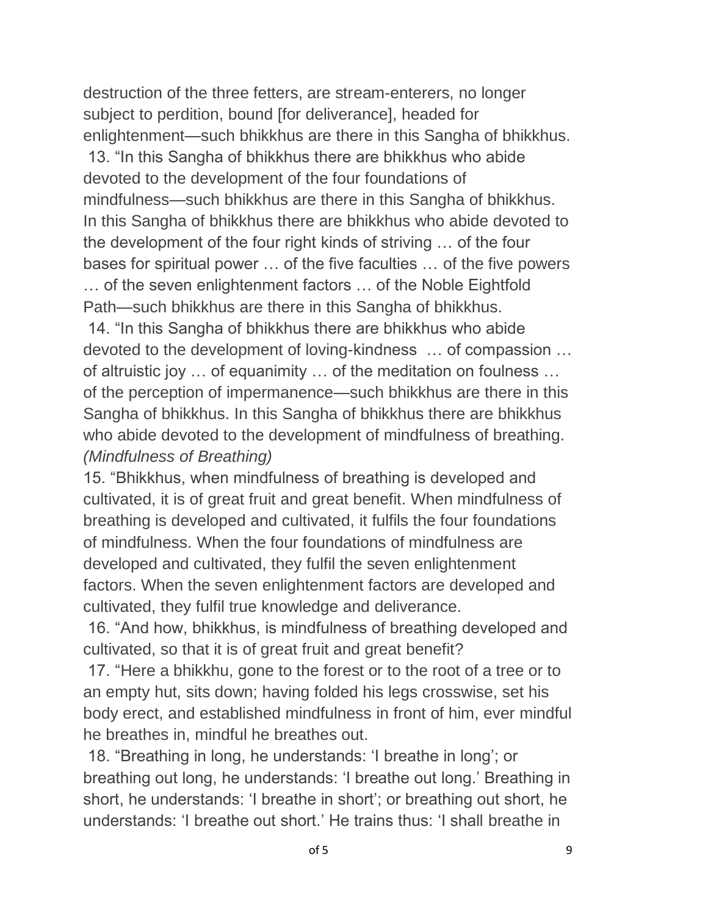destruction of the three fetters, are stream-enterers, no longer subject to perdition, bound [for deliverance], headed for enlightenment—such bhikkhus are there in this Sangha of bhikkhus.

13. "In this Sangha of bhikkhus there are bhikkhus who abide devoted to the development of the four foundations of mindfulness—such bhikkhus are there in this Sangha of bhikkhus. In this Sangha of bhikkhus there are bhikkhus who abide devoted to the development of the four right kinds of striving … of the four bases for spiritual power … of the five faculties … of the five powers … of the seven enlightenment factors … of the Noble Eightfold Path—such bhikkhus are there in this Sangha of bhikkhus.

14. "In this Sangha of bhikkhus there are bhikkhus who abide devoted to the development of loving-kindness … of compassion … of altruistic joy … of equanimity … of the meditation on foulness … of the perception of impermanence—such bhikkhus are there in this Sangha of bhikkhus. In this Sangha of bhikkhus there are bhikkhus who abide devoted to the development of mindfulness of breathing.

*(Mindfulness of Breathing)*

15. "Bhikkhus, when mindfulness of breathing is developed and cultivated, it is of great fruit and great benefit. When mindfulness of breathing is developed and cultivated, it fulfils the four foundations of mindfulness. When the four foundations of mindfulness are developed and cultivated, they fulfil the seven enlightenment factors. When the seven enlightenment factors are developed and cultivated, they fulfil true knowledge and deliverance.

16. "And how, bhikkhus, is mindfulness of breathing developed and cultivated, so that it is of great fruit and great benefit?

17. "Here a bhikkhu, gone to the forest or to the root of a tree or to an empty hut, sits down; having folded his legs crosswise, set his body erect, and established mindfulness in front of him, ever mindful he breathes in, mindful he breathes out.

18. "Breathing in long, he understands: 'I breathe in long'; or breathing out long, he understands: 'I breathe out long.' Breathing in short, he understands: 'I breathe in short'; or breathing out short, he understands: 'I breathe out short.' He trains thus: 'I shall breathe in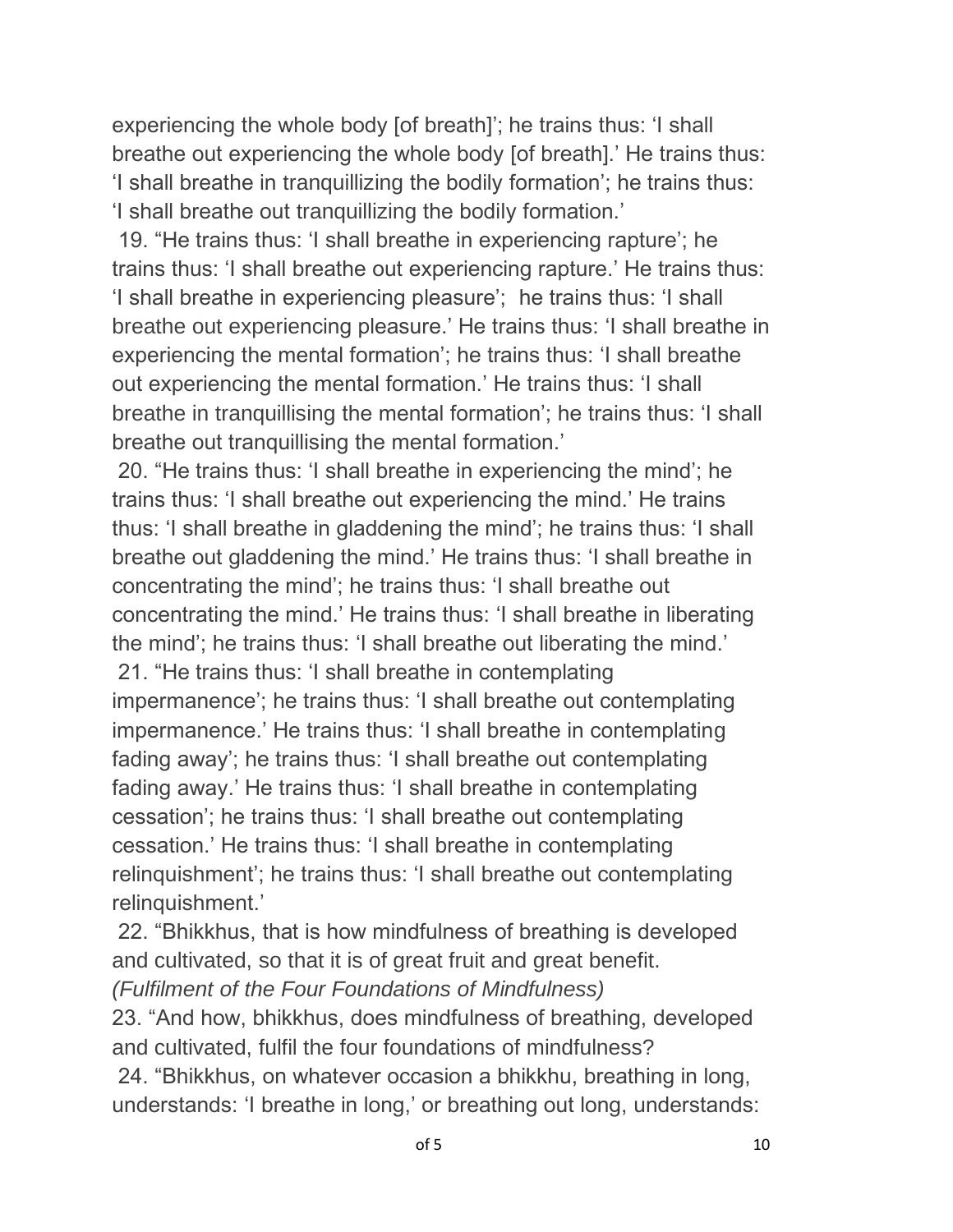experiencing the whole body [of breath]'; he trains thus: 'I shall breathe out experiencing the whole body [of breath].' He trains thus: 'I shall breathe in tranquillizing the bodily formation'; he trains thus: 'I shall breathe out tranquillizing the bodily formation.'

19. "He trains thus: 'I shall breathe in experiencing rapture'; he trains thus: 'I shall breathe out experiencing rapture.' He trains thus: 'I shall breathe in experiencing pleasure'; he trains thus: 'I shall breathe out experiencing pleasure.' He trains thus: 'I shall breathe in experiencing the mental formation'; he trains thus: 'I shall breathe out experiencing the mental formation.' He trains thus: 'I shall breathe in tranquillising the mental formation'; he trains thus: 'I shall breathe out tranquillising the mental formation.'

20. "He trains thus: 'I shall breathe in experiencing the mind'; he trains thus: 'I shall breathe out experiencing the mind.' He trains thus: 'I shall breathe in gladdening the mind'; he trains thus: 'I shall breathe out gladdening the mind.' He trains thus: 'I shall breathe in concentrating the mind'; he trains thus: 'I shall breathe out concentrating the mind.' He trains thus: 'I shall breathe in liberating the mind'; he trains thus: 'I shall breathe out liberating the mind.'

21. "He trains thus: 'I shall breathe in contemplating impermanence'; he trains thus: 'I shall breathe out contemplating impermanence.' He trains thus: 'I shall breathe in contemplating fading away'; he trains thus: 'I shall breathe out contemplating fading away.' He trains thus: 'I shall breathe in contemplating cessation'; he trains thus: 'I shall breathe out contemplating cessation.' He trains thus: 'I shall breathe in contemplating relinquishment'; he trains thus: 'I shall breathe out contemplating relinquishment.'

22. "Bhikkhus, that is how mindfulness of breathing is developed and cultivated, so that it is of great fruit and great benefit.

*(Fulfilment of the Four Foundations of Mindfulness)*

23. "And how, bhikkhus, does mindfulness of breathing, developed and cultivated, fulfil the four foundations of mindfulness?

24. "Bhikkhus, on whatever occasion a bhikkhu, breathing in long, understands: 'I breathe in long,' or breathing out long, understands: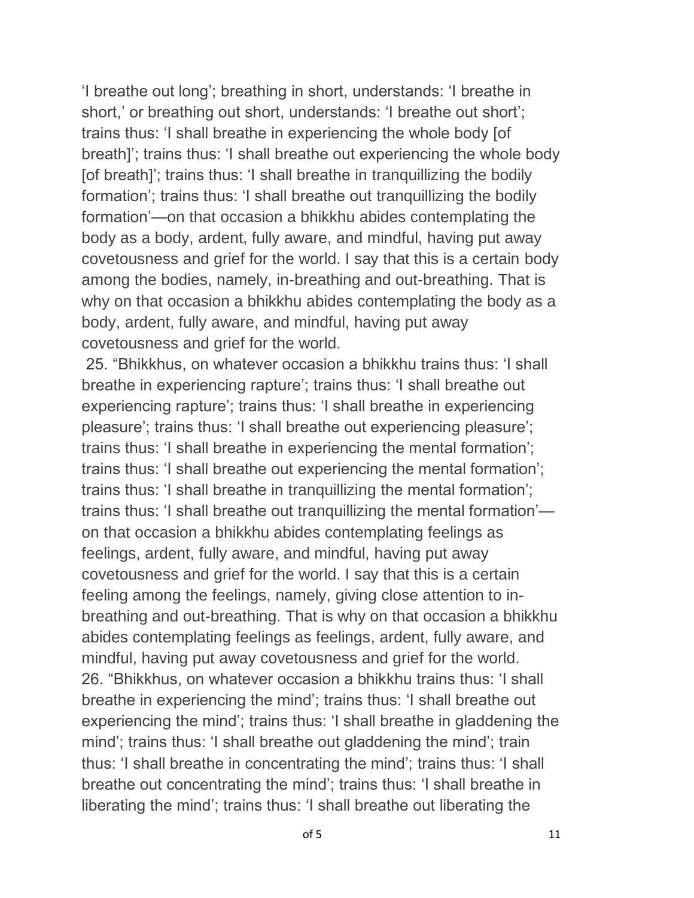'I breathe out long'; breathing in short, understands: 'I breathe in short,' or breathing out short, understands: 'I breathe out short'; trains thus: 'I shall breathe in experiencing the whole body [of breath]'; trains thus: 'I shall breathe out experiencing the whole body [of breath]'; trains thus: 'I shall breathe in tranquillizing the bodily formation'; trains thus: 'I shall breathe out tranquillizing the bodily formation'—on that occasion a bhikkhu abides contemplating the body as a body, ardent, fully aware, and mindful, having put away covetousness and grief for the world. I say that this is a certain body among the bodies, namely, in-breathing and out-breathing. That is why on that occasion a bhikkhu abides contemplating the body as a body, ardent, fully aware, and mindful, having put away covetousness and grief for the world.

25. "Bhikkhus, on whatever occasion a bhikkhu trains thus: 'I shall breathe in experiencing rapture'; trains thus: 'I shall breathe out experiencing rapture'; trains thus: 'I shall breathe in experiencing pleasure'; trains thus: 'I shall breathe out experiencing pleasure'; trains thus: 'I shall breathe in experiencing the mental formation'; trains thus: 'I shall breathe out experiencing the mental formation'; trains thus: 'I shall breathe in tranquillizing the mental formation'; trains thus: 'I shall breathe out tranquillizing the mental formation'—on that occasion a bhikkhu abides contemplating feelings as feelings, ardent, fully aware, and mindful, having put away covetousness and grief for the world. I say that this is a certain feeling among the feelings, namely, giving close attention to in-breathing and out-breathing. That is why on that occasion a bhikkhu abides contemplating feelings as feelings, ardent, fully aware, and mindful, having put away covetousness and grief for the world.

26. "Bhikkhus, on whatever occasion a bhikkhu trains thus: 'I shall breathe in experiencing the mind'; trains thus: 'I shall breathe out experiencing the mind'; trains thus: 'I shall breathe in gladdening the mind'; trains thus: 'I shall breathe out gladdening the mind'; train thus: 'I shall breathe in concentrating the mind'; trains thus: 'I shall breathe out concentrating the mind'; trains thus: 'I shall breathe in liberating the mind'; trains thus: 'I shall breathe out liberating the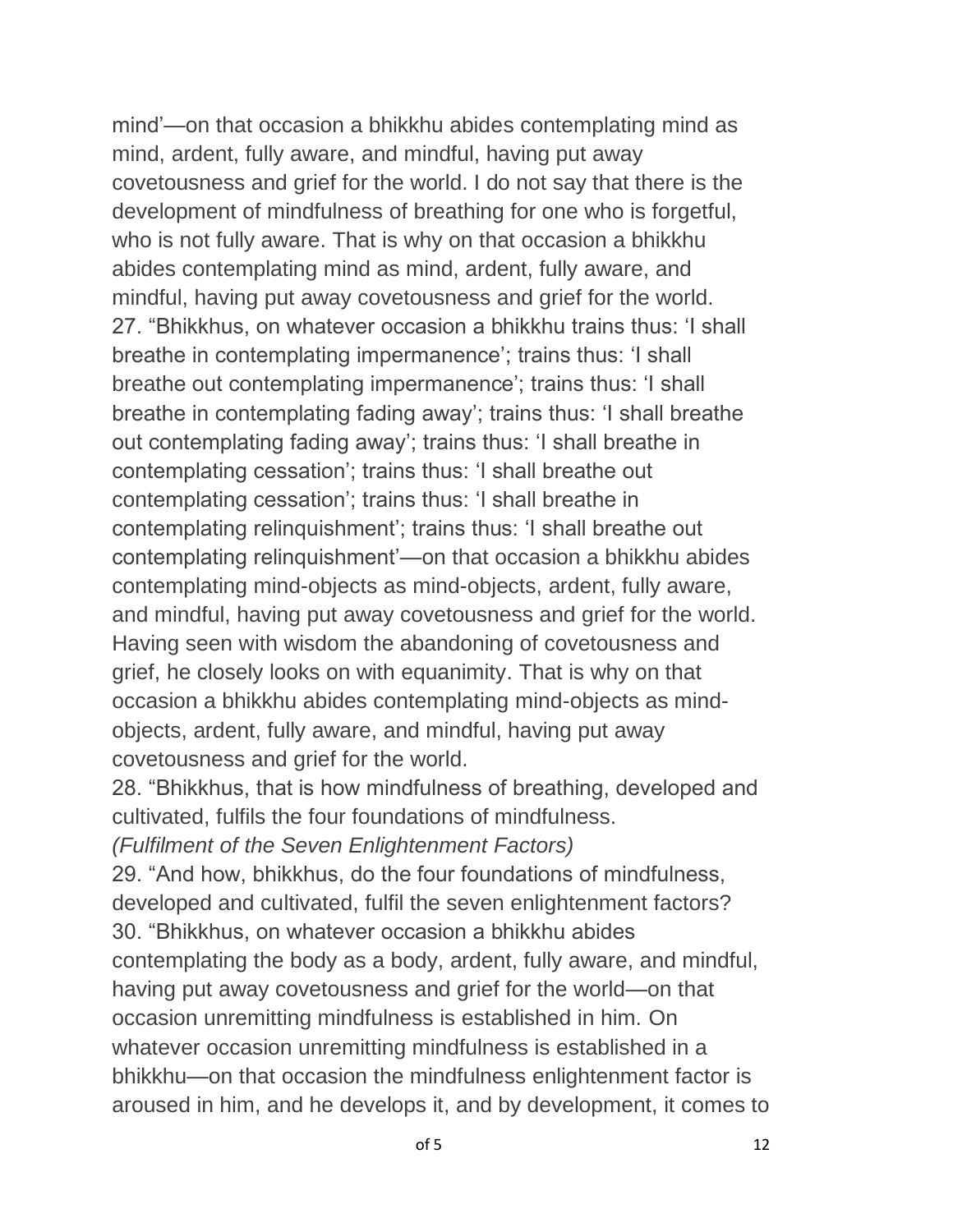mind'—on that occasion a bhikkhu abides contemplating mind as mind, ardent, fully aware, and mindful, having put away covetousness and grief for the world. I do not say that there is the development of mindfulness of breathing for one who is forgetful, who is not fully aware. That is why on that occasion a bhikkhu abides contemplating mind as mind, ardent, fully aware, and mindful, having put away covetousness and grief for the world.

27. "Bhikkhus, on whatever occasion a bhikkhu trains thus: 'I shall breathe in contemplating impermanence'; trains thus: 'I shall breathe out contemplating impermanence'; trains thus: 'I shall breathe in contemplating fading away'; trains thus: 'I shall breathe out contemplating fading away'; trains thus: 'I shall breathe in contemplating cessation'; trains thus: 'I shall breathe out contemplating cessation'; trains thus: 'I shall breathe in contemplating relinquishment'; trains thus: 'I shall breathe out contemplating relinquishment'—on that occasion a bhikkhu abides contemplating mind-objects as mind-objects, ardent, fully aware, and mindful, having put away covetousness and grief for the world. Having seen with wisdom the abandoning of covetousness and grief, he closely looks on with equanimity. That is why on that occasion a bhikkhu abides contemplating mind-objects as mind-objects, ardent, fully aware, and mindful, having put away covetousness and grief for the world.

28. "Bhikkhus, that is how mindfulness of breathing, developed and cultivated, fulfils the four foundations of mindfulness.

*(Fulfilment of the Seven Enlightenment Factors)*

29. "And how, bhikkhus, do the four foundations of mindfulness, developed and cultivated, fulfil the seven enlightenment factors?

30. "Bhikkhus, on whatever occasion a bhikkhu abides contemplating the body as a body, ardent, fully aware, and mindful, having put away covetousness and grief for the world—on that occasion unremitting mindfulness is established in him. On whatever occasion unremitting mindfulness is established in a bhikkhu—on that occasion the mindfulness enlightenment factor is aroused in him, and he develops it, and by development, it comes to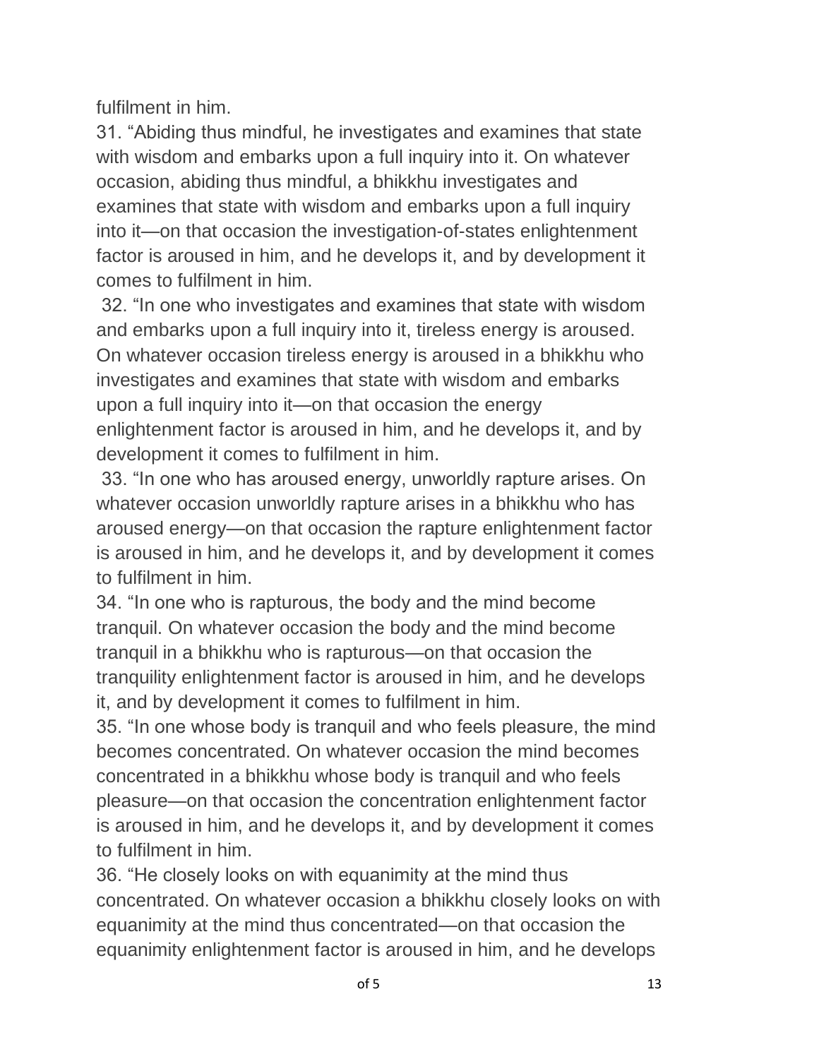fulfilment in him.

31. “Abiding thus mindful, he investigates and examines that state with wisdom and embarks upon a full inquiry into it. On whatever occasion, abiding thus mindful, a bhikkhu investigates and examines that state with wisdom and embarks upon a full inquiry into it—on that occasion the investigation-of-states enlightenment factor is aroused in him, and he develops it, and by development it comes to fulfilment in him.

32. “In one who investigates and examines that state with wisdom and embarks upon a full inquiry into it, tireless energy is aroused. On whatever occasion tireless energy is aroused in a bhikkhu who investigates and examines that state with wisdom and embarks upon a full inquiry into it—on that occasion the energy enlightenment factor is aroused in him, and he develops it, and by development it comes to fulfilment in him.

33. “In one who has aroused energy, unworldly rapture arises. On whatever occasion unworldly rapture arises in a bhikkhu who has aroused energy—on that occasion the rapture enlightenment factor is aroused in him, and he develops it, and by development it comes to fulfilment in him.

34. “In one who is rapturous, the body and the mind become tranquil. On whatever occasion the body and the mind become tranquil in a bhikkhu who is rapturous—on that occasion the tranquility enlightenment factor is aroused in him, and he develops it, and by development it comes to fulfilment in him.

35. “In one whose body is tranquil and who feels pleasure, the mind becomes concentrated. On whatever occasion the mind becomes concentrated in a bhikkhu whose body is tranquil and who feels pleasure—on that occasion the concentration enlightenment factor is aroused in him, and he develops it, and by development it comes to fulfilment in him.

36. “He closely looks on with equanimity at the mind thus concentrated. On whatever occasion a bhikkhu closely looks on with equanimity at the mind thus concentrated—on that occasion the equanimity enlightenment factor is aroused in him, and he develops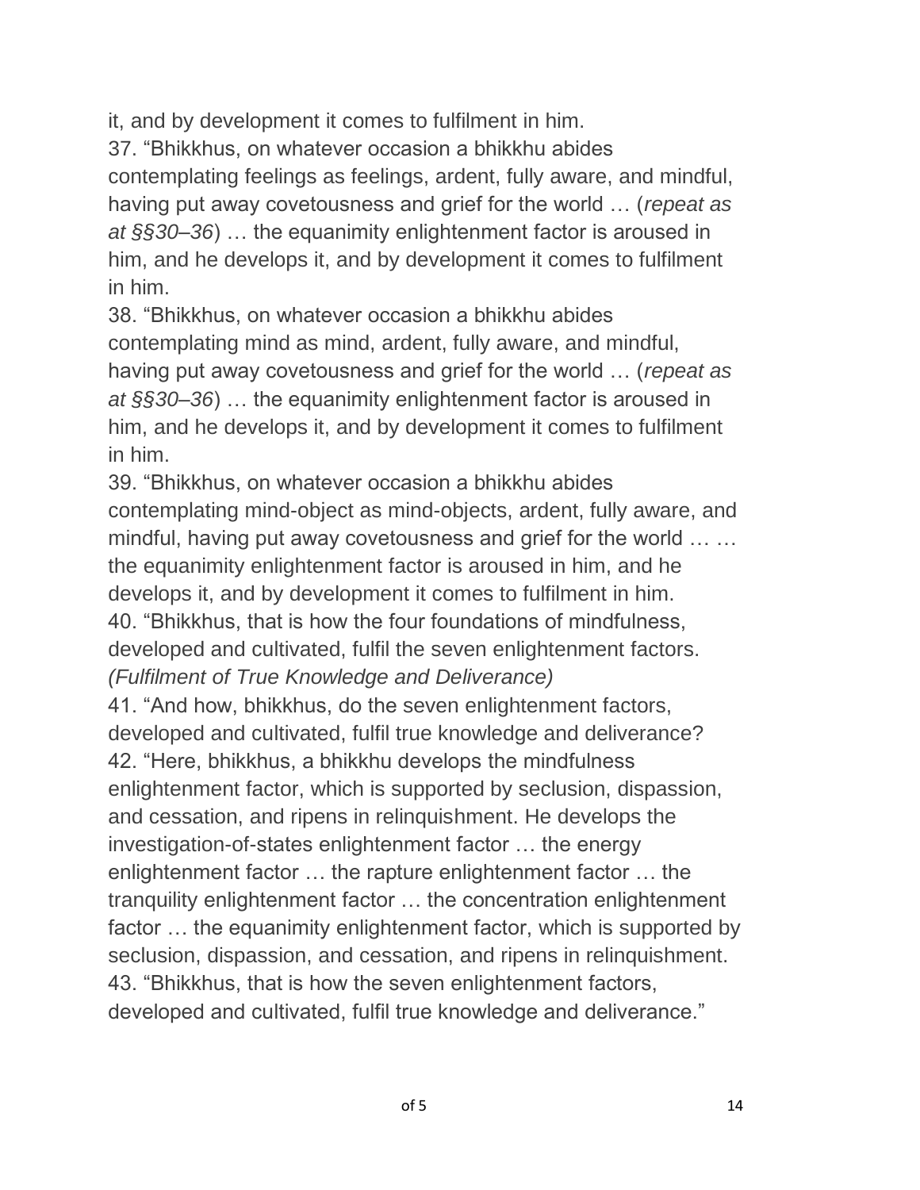it, and by development it comes to fulfilment in him.

37. “Bhikkhus, on whatever occasion a bhikkhu abides contemplating feelings as feelings, ardent, fully aware, and mindful, having put away covetousness and grief for the world … (*repeat as at §§30–36*) … the equanimity enlightenment factor is aroused in him, and he develops it, and by development it comes to fulfilment in him.

38. “Bhikkhus, on whatever occasion a bhikkhu abides contemplating mind as mind, ardent, fully aware, and mindful, having put away covetousness and grief for the world … (*repeat as at §§30–36*) … the equanimity enlightenment factor is aroused in him, and he develops it, and by development it comes to fulfilment in him.

39. “Bhikkhus, on whatever occasion a bhikkhu abides contemplating mind-object as mind-objects, ardent, fully aware, and mindful, having put away covetousness and grief for the world … … the equanimity enlightenment factor is aroused in him, and he develops it, and by development it comes to fulfilment in him.

40. “Bhikkhus, that is how the four foundations of mindfulness, developed and cultivated, fulfil the seven enlightenment factors.

*(Fulfilment of True Knowledge and Deliverance)*

41. “And how, bhikkhus, do the seven enlightenment factors, developed and cultivated, fulfil true knowledge and deliverance?

42. “Here, bhikkhus, a bhikkhu develops the mindfulness enlightenment factor, which is supported by seclusion, dispassion, and cessation, and ripens in relinquishment. He develops the investigation-of-states enlightenment factor … the energy enlightenment factor … the rapture enlightenment factor … the tranquility enlightenment factor … the concentration enlightenment factor … the equanimity enlightenment factor, which is supported by seclusion, dispassion, and cessation, and ripens in relinquishment.

43. “Bhikkhus, that is how the seven enlightenment factors, developed and cultivated, fulfil true knowledge and deliverance.”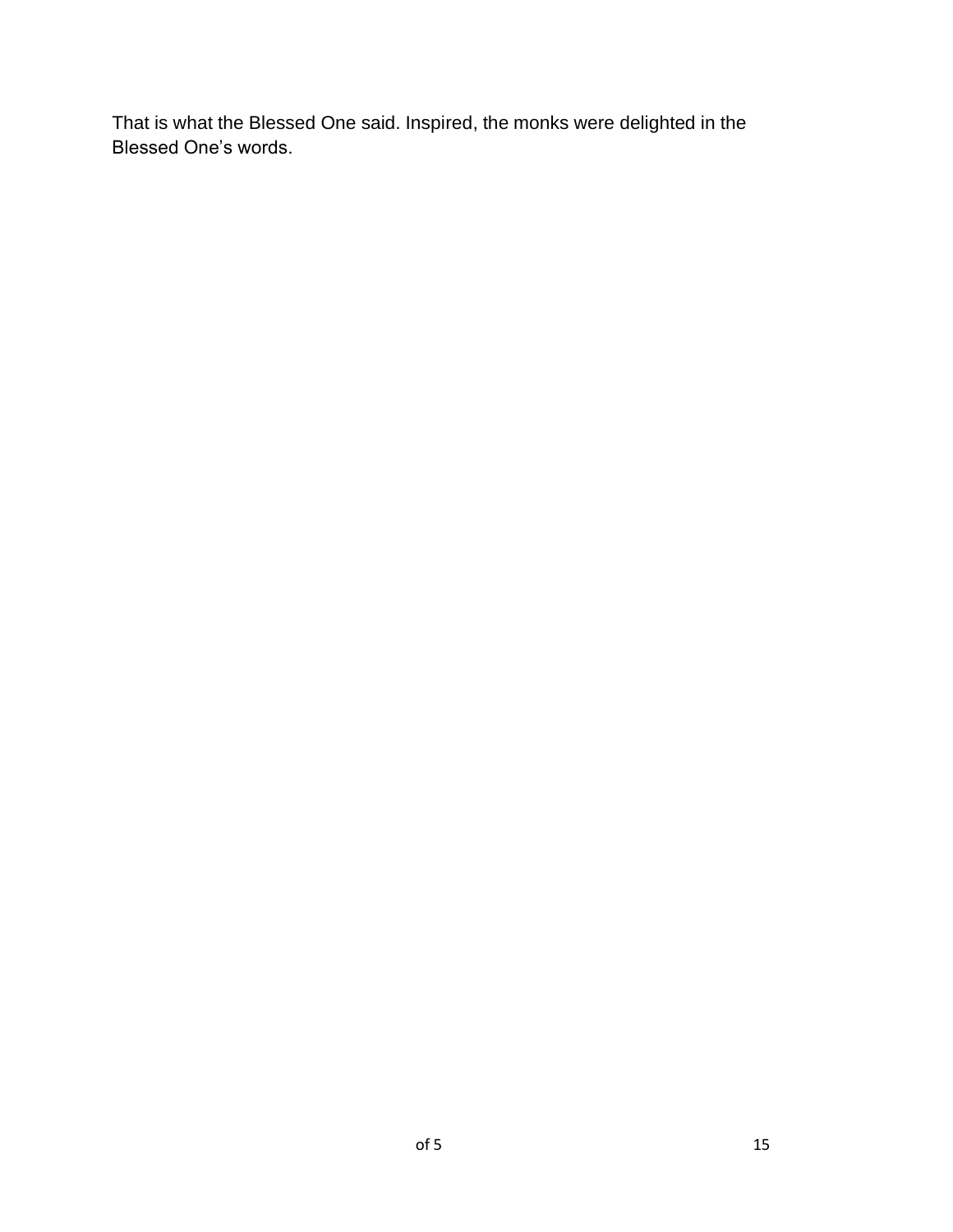That is what the Blessed One said. Inspired, the monks were delighted in the Blessed One's words.